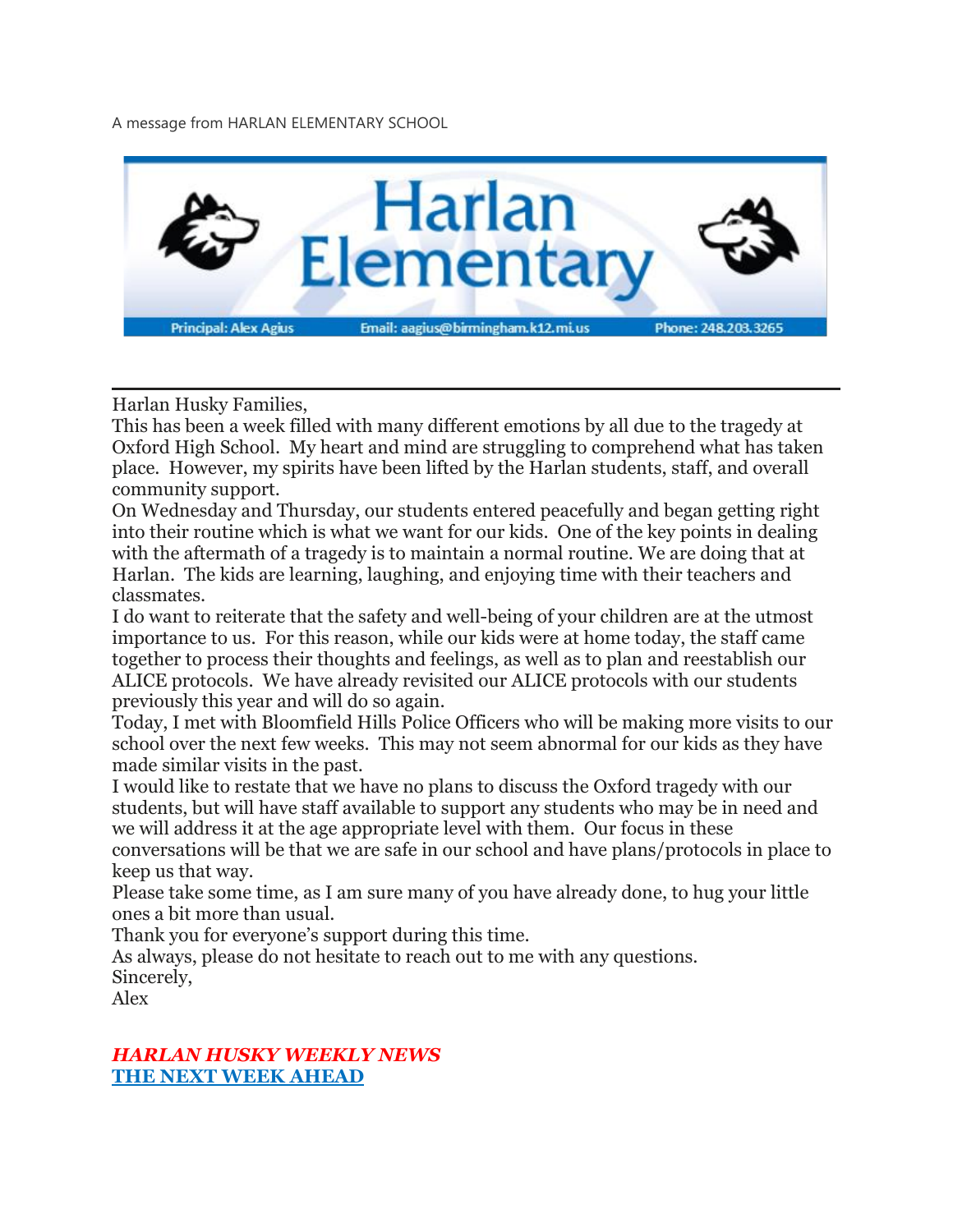A message from HARLAN ELEMENTARY SCHOOL

# Harlan Elementary

Principal: Alex Agius | Email: aagius@birmingham.k12.mi.us | Phone: 248.203.3265

---

Harlan Husky Families,

This has been a week filled with many different emotions by all due to the tragedy at Oxford High School. My heart and mind are struggling to comprehend what has taken place. However, my spirits have been lifted by the Harlan students, staff, and overall community support.

On Wednesday and Thursday, our students entered peacefully and began getting right into their routine which is what we want for our kids. One of the key points in dealing with the aftermath of a tragedy is to maintain a normal routine. We are doing that at Harlan. The kids are learning, laughing, and enjoying time with their teachers and classmates.

I do want to reiterate that the safety and well-being of your children are at the utmost importance to us. For this reason, while our kids were at home today, the staff came together to process their thoughts and feelings, as well as to plan and reestablish our ALICE protocols. We have already revisited our ALICE protocols with our students previously this year and will do so again.

Today, I met with Bloomfield Hills Police Officers who will be making more visits to our school over the next few weeks. This may not seem abnormal for our kids as they have made similar visits in the past.

I would like to restate that we have no plans to discuss the Oxford tragedy with our students, but will have staff available to support any students who may be in need and we will address it at the age appropriate level with them. Our focus in these conversations will be that we are safe in our school and have plans/protocols in place to keep us that way.

Please take some time, as I am sure many of you have already done, to hug your little ones a bit more than usual.

Thank you for everyone's support during this time.

As always, please do not hesitate to reach out to me with any questions.

Sincerely,

Alex

***HARLAN HUSKY WEEKLY NEWS***

**THE NEXT WEEK AHEAD**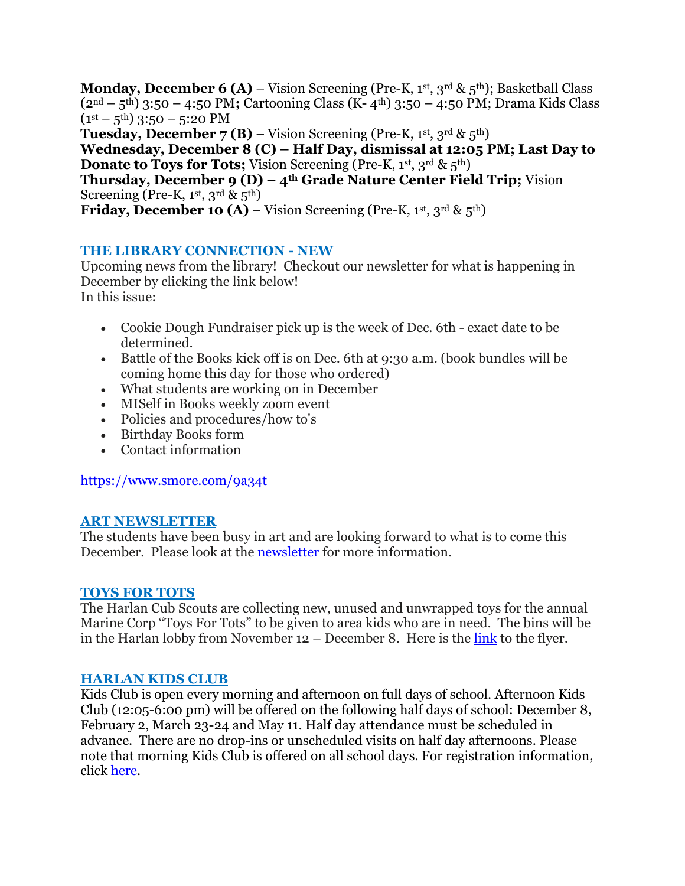**Monday, December 6 (A)** – Vision Screening (Pre-K, 1st, 3rd & 5th); Basketball Class (2nd – 5th) 3:50 – 4:50 PM**;** Cartooning Class (K- 4th) 3:50 – 4:50 PM; Drama Kids Class (1st – 5th) 3:50 – 5:20 PM
**Tuesday, December 7 (B)** – Vision Screening (Pre-K, 1st, 3rd & 5th)
**Wednesday, December 8 (C) – Half Day, dismissal at 12:05 PM; Last Day to Donate to Toys for Tots;** Vision Screening (Pre-K, 1st, 3rd & 5th)
**Thursday, December 9 (D) – 4th Grade Nature Center Field Trip;** Vision Screening (Pre-K, 1st, 3rd & 5th)
**Friday, December 10 (A)** – Vision Screening (Pre-K, 1st, 3rd & 5th)

### THE LIBRARY CONNECTION - NEW

Upcoming news from the library! Checkout our newsletter for what is happening in December by clicking the link below!
In this issue:

- Cookie Dough Fundraiser pick up is the week of Dec. 6th - exact date to be determined.
- Battle of the Books kick off is on Dec. 6th at 9:30 a.m. (book bundles will be coming home this day for those who ordered)
- What students are working on in December
- MISelf in Books weekly zoom event
- Policies and procedures/how to's
- Birthday Books form
- Contact information

https://www.smore.com/9a34t

### ART NEWSLETTER

The students have been busy in art and are looking forward to what is to come this December. Please look at the newsletter for more information.

### TOYS FOR TOTS

The Harlan Cub Scouts are collecting new, unused and unwrapped toys for the annual Marine Corp "Toys For Tots" to be given to area kids who are in need. The bins will be in the Harlan lobby from November 12 – December 8. Here is the link to the flyer.

### HARLAN KIDS CLUB

Kids Club is open every morning and afternoon on full days of school. Afternoon Kids Club (12:05-6:00 pm) will be offered on the following half days of school: December 8, February 2, March 23-24 and May 11. Half day attendance must be scheduled in advance. There are no drop-ins or unscheduled visits on half day afternoons. Please note that morning Kids Club is offered on all school days. For registration information, click here.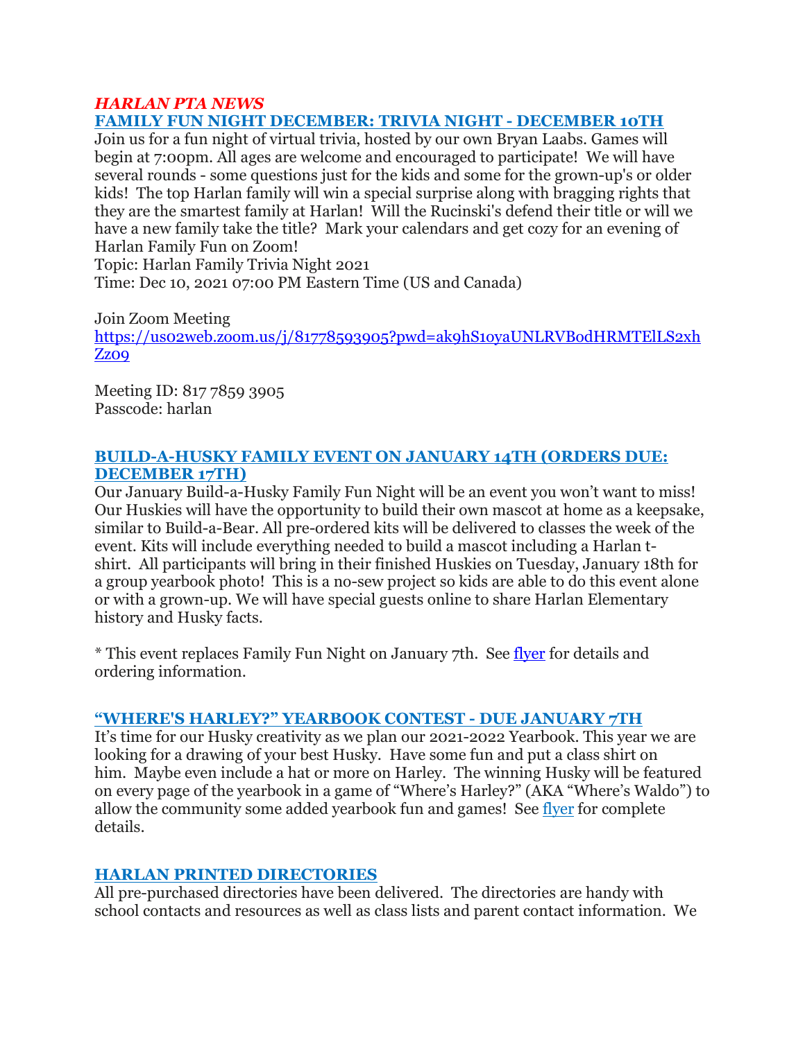***HARLAN PTA NEWS***

## FAMILY FUN NIGHT DECEMBER: TRIVIA NIGHT - DECEMBER 10TH

Join us for a fun night of virtual trivia, hosted by our own Bryan Laabs. Games will begin at 7:00pm. All ages are welcome and encouraged to participate! We will have several rounds - some questions just for the kids and some for the grown-up's or older kids! The top Harlan family will win a special surprise along with bragging rights that they are the smartest family at Harlan! Will the Rucinski's defend their title or will we have a new family take the title? Mark your calendars and get cozy for an evening of Harlan Family Fun on Zoom!
Topic: Harlan Family Trivia Night 2021
Time: Dec 10, 2021 07:00 PM Eastern Time (US and Canada)

Join Zoom Meeting
https://us02web.zoom.us/j/81778593905?pwd=ak9hS10yaUNLRVB0dHRMTElLS2xhZz09

Meeting ID: 817 7859 3905
Passcode: harlan

## BUILD-A-HUSKY FAMILY EVENT ON JANUARY 14TH (ORDERS DUE: DECEMBER 17TH)

Our January Build-a-Husky Family Fun Night will be an event you won't want to miss! Our Huskies will have the opportunity to build their own mascot at home as a keepsake, similar to Build-a-Bear. All pre-ordered kits will be delivered to classes the week of the event. Kits will include everything needed to build a mascot including a Harlan t-shirt. All participants will bring in their finished Huskies on Tuesday, January 18th for a group yearbook photo! This is a no-sew project so kids are able to do this event alone or with a grown-up. We will have special guests online to share Harlan Elementary history and Husky facts.

* This event replaces Family Fun Night on January 7th. See flyer for details and ordering information.

## "WHERE'S HARLEY?" YEARBOOK CONTEST - DUE JANUARY 7TH

It's time for our Husky creativity as we plan our 2021-2022 Yearbook. This year we are looking for a drawing of your best Husky. Have some fun and put a class shirt on him. Maybe even include a hat or more on Harley. The winning Husky will be featured on every page of the yearbook in a game of "Where's Harley?" (AKA "Where's Waldo") to allow the community some added yearbook fun and games! See flyer for complete details.

## HARLAN PRINTED DIRECTORIES

All pre-purchased directories have been delivered. The directories are handy with school contacts and resources as well as class lists and parent contact information. We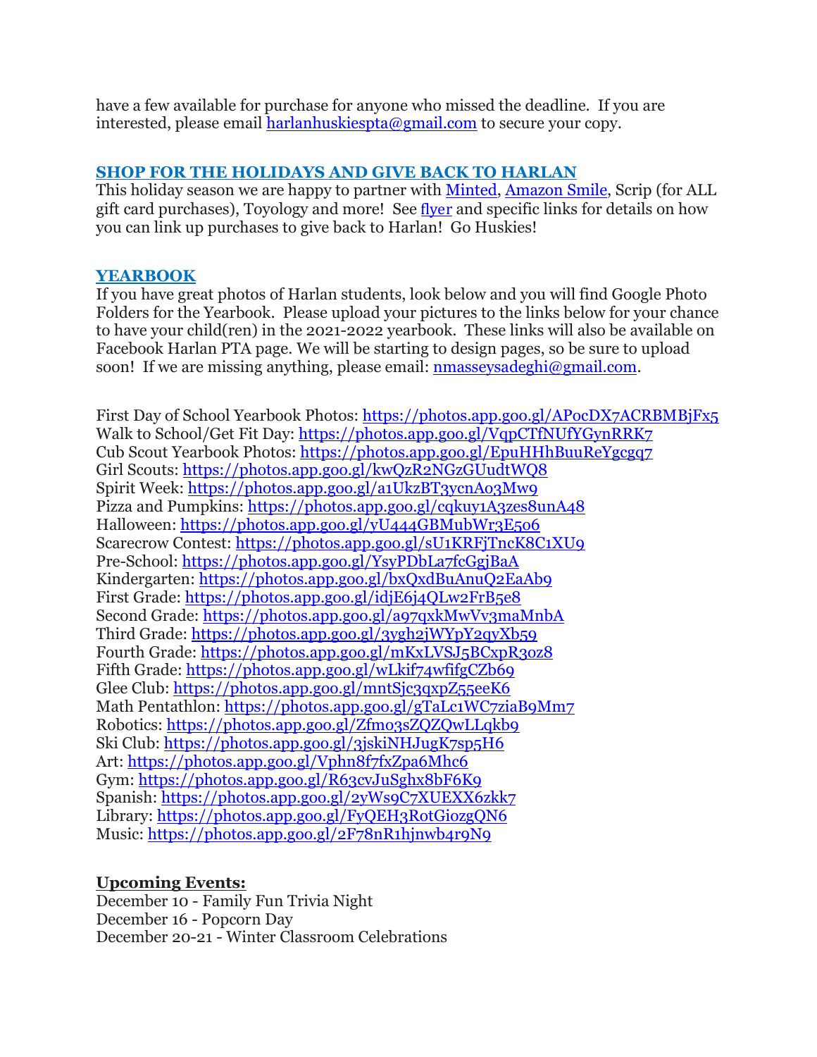have a few available for purchase for anyone who missed the deadline. If you are interested, please email harlanhuskiespta@gmail.com to secure your copy.

## SHOP FOR THE HOLIDAYS AND GIVE BACK TO HARLAN

This holiday season we are happy to partner with Minted, Amazon Smile, Scrip (for ALL gift card purchases), Toyology and more! See flyer and specific links for details on how you can link up purchases to give back to Harlan! Go Huskies!

## YEARBOOK

If you have great photos of Harlan students, look below and you will find Google Photo Folders for the Yearbook. Please upload your pictures to the links below for your chance to have your child(ren) in the 2021-2022 yearbook. These links will also be available on Facebook Harlan PTA page. We will be starting to design pages, so be sure to upload soon! If we are missing anything, please email: nmasseysadeghi@gmail.com.

First Day of School Yearbook Photos: https://photos.app.goo.gl/APocDX7ACRBMBjFx5
Walk to School/Get Fit Day: https://photos.app.goo.gl/VqpCTfNUfYGynRRK7
Cub Scout Yearbook Photos: https://photos.app.goo.gl/EpuHHhBuuReYgcgq7
Girl Scouts: https://photos.app.goo.gl/kwQzR2NGzGUudtWQ8
Spirit Week: https://photos.app.goo.gl/a1UkzBT3ycnAo3Mw9
Pizza and Pumpkins: https://photos.app.goo.gl/cqkuy1A3zes8unA48
Halloween: https://photos.app.goo.gl/yU444GBMubWr3E5o6
Scarecrow Contest: https://photos.app.goo.gl/sU1KRFjTncK8C1XU9
Pre-School: https://photos.app.goo.gl/YsyPDbLa7fcGgjBaA
Kindergarten: https://photos.app.goo.gl/bxQxdBuAnuQ2EaAb9
First Grade: https://photos.app.goo.gl/idjE6j4QLw2FrB5e8
Second Grade: https://photos.app.goo.gl/a97qxkMwVv3maMnbA
Third Grade: https://photos.app.goo.gl/3ygh2jWYpY2qyXb59
Fourth Grade: https://photos.app.goo.gl/mKxLVSJ5BCxpR3oz8
Fifth Grade: https://photos.app.goo.gl/wLkif74wfifgCZb69
Glee Club: https://photos.app.goo.gl/mntSjc3qxpZ55eeK6
Math Pentathlon: https://photos.app.goo.gl/gTaLc1WC7ziaB9Mm7
Robotics: https://photos.app.goo.gl/Zfmo3sZQZQwLLqkb9
Ski Club: https://photos.app.goo.gl/3jskiNHJugK7sp5H6
Art: https://photos.app.goo.gl/Vphn8f7fxZpa6Mhc6
Gym: https://photos.app.goo.gl/R63cvJuSghx8bF6K9
Spanish: https://photos.app.goo.gl/2yWs9C7XUEXX6zkk7
Library: https://photos.app.goo.gl/FyQEH3RotGiozgQN6
Music: https://photos.app.goo.gl/2F78nR1hjnwb4r9N9

**Upcoming Events:**

December 10 - Family Fun Trivia Night
December 16 - Popcorn Day
December 20-21 - Winter Classroom Celebrations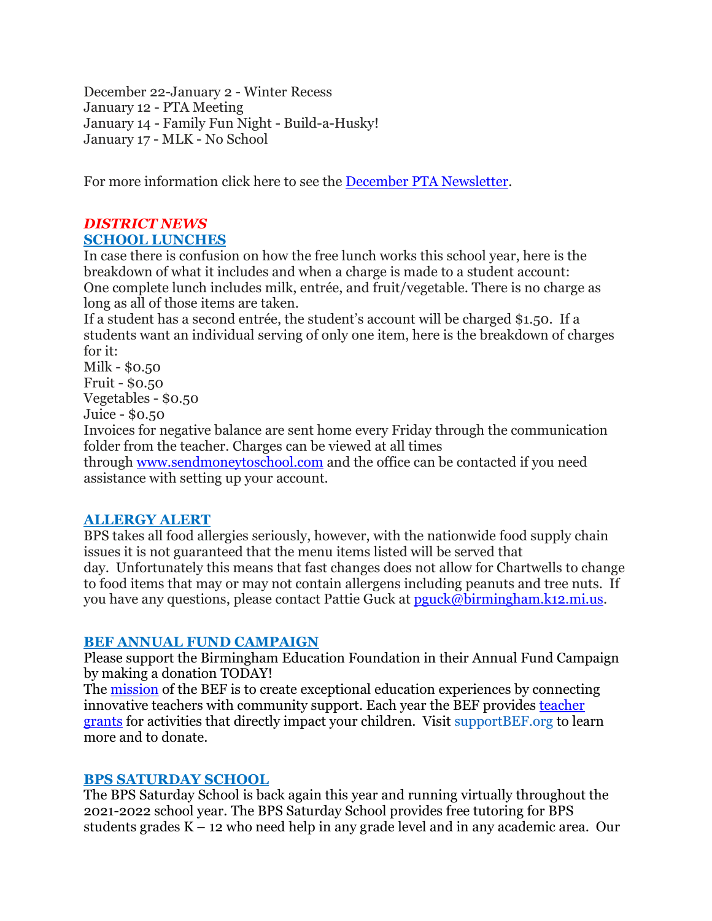December 22-January 2 - Winter Recess
January 12 - PTA Meeting
January 14 - Family Fun Night - Build-a-Husky!
January 17 - MLK - No School

For more information click here to see the [December PTA Newsletter](#).

***DISTRICT NEWS***

## [SCHOOL LUNCHES](#)

In case there is confusion on how the free lunch works this school year, here is the breakdown of what it includes and when a charge is made to a student account:
One complete lunch includes milk, entrée, and fruit/vegetable. There is no charge as long as all of those items are taken.
If a student has a second entrée, the student's account will be charged $1.50. If a students want an individual serving of only one item, here is the breakdown of charges for it:
Milk - $0.50
Fruit - $0.50
Vegetables - $0.50
Juice - $0.50
Invoices for negative balance are sent home every Friday through the communication folder from the teacher. Charges can be viewed at all times through [www.sendmoneytoschool.com](http://www.sendmoneytoschool.com) and the office can be contacted if you need assistance with setting up your account.

## [ALLERGY ALERT](#)

BPS takes all food allergies seriously, however, with the nationwide food supply chain issues it is not guaranteed that the menu items listed will be served that day. Unfortunately this means that fast changes does not allow for Chartwells to change to food items that may or may not contain allergens including peanuts and tree nuts. If you have any questions, please contact Pattie Guck at [pguck@birmingham.k12.mi.us](mailto:pguck@birmingham.k12.mi.us).

## [BEF ANNUAL FUND CAMPAIGN](#)

Please support the Birmingham Education Foundation in their Annual Fund Campaign by making a donation TODAY!
The [mission](#) of the BEF is to create exceptional education experiences by connecting innovative teachers with community support. Each year the BEF provides [teacher grants](#) for activities that directly impact your children. Visit supportBEF.org to learn more and to donate.

## [BPS SATURDAY SCHOOL](#)

The BPS Saturday School is back again this year and running virtually throughout the 2021-2022 school year. The BPS Saturday School provides free tutoring for BPS students grades K – 12 who need help in any grade level and in any academic area. Our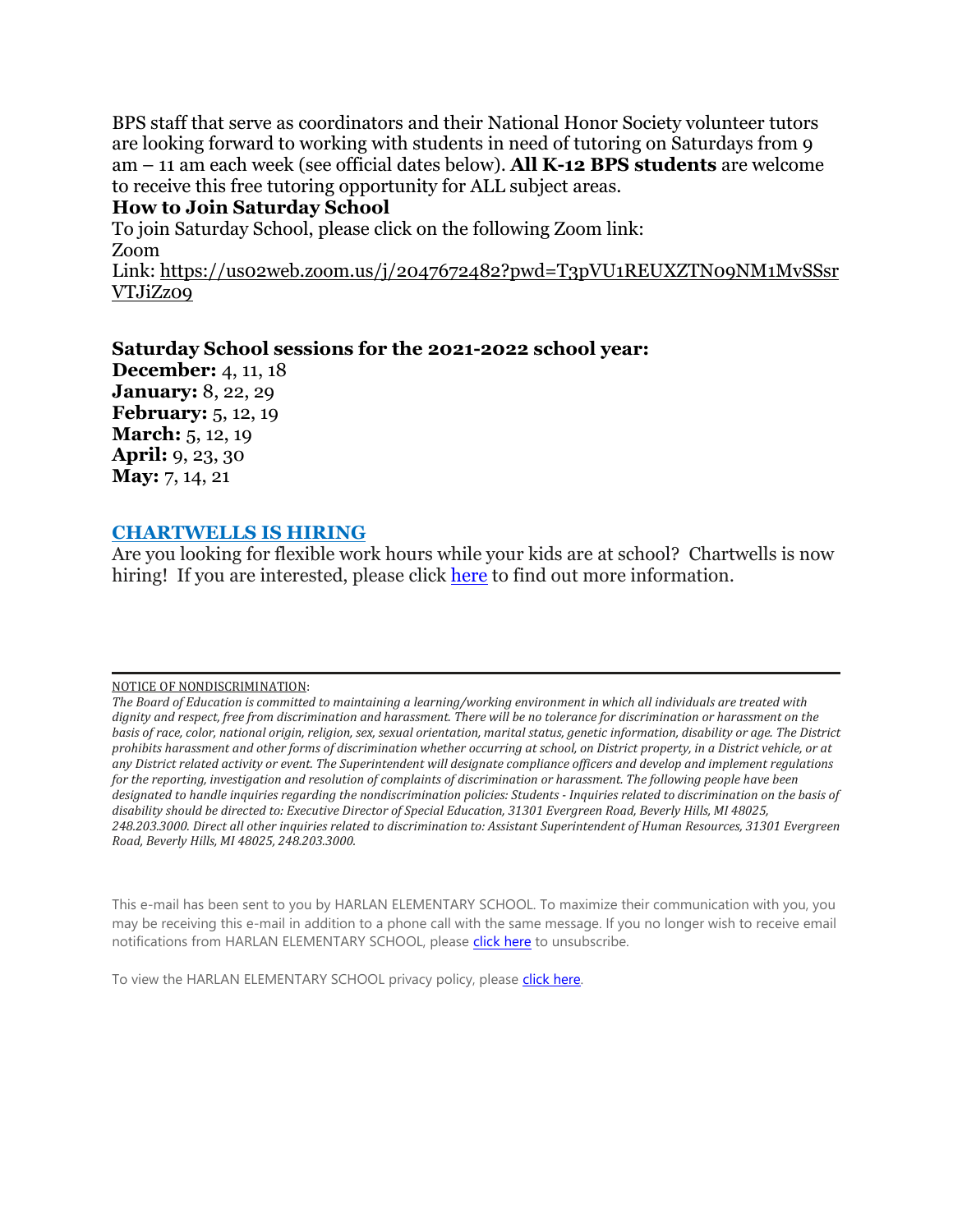BPS staff that serve as coordinators and their National Honor Society volunteer tutors are looking forward to working with students in need of tutoring on Saturdays from 9 am – 11 am each week (see official dates below). **All K-12 BPS students** are welcome to receive this free tutoring opportunity for ALL subject areas.

**How to Join Saturday School**

To join Saturday School, please click on the following Zoom link:
Zoom
Link: https://us02web.zoom.us/j/2047672482?pwd=T3pVU1REUXZTN09NM1MvSSsrVTJiZz09

**Saturday School sessions for the 2021-2022 school year:**

**December:** 4, 11, 18
**January:** 8, 22, 29
**February:** 5, 12, 19
**March:** 5, 12, 19
**April:** 9, 23, 30
**May:** 7, 14, 21

## CHARTWELLS IS HIRING

Are you looking for flexible work hours while your kids are at school? Chartwells is now hiring! If you are interested, please click here to find out more information.

---

NOTICE OF NONDISCRIMINATION:

*The Board of Education is committed to maintaining a learning/working environment in which all individuals are treated with dignity and respect, free from discrimination and harassment. There will be no tolerance for discrimination or harassment on the basis of race, color, national origin, religion, sex, sexual orientation, marital status, genetic information, disability or age. The District prohibits harassment and other forms of discrimination whether occurring at school, on District property, in a District vehicle, or at any District related activity or event. The Superintendent will designate compliance officers and develop and implement regulations for the reporting, investigation and resolution of complaints of discrimination or harassment. The following people have been designated to handle inquiries regarding the nondiscrimination policies: Students - Inquiries related to discrimination on the basis of disability should be directed to: Executive Director of Special Education, 31301 Evergreen Road, Beverly Hills, MI 48025, 248.203.3000. Direct all other inquiries related to discrimination to: Assistant Superintendent of Human Resources, 31301 Evergreen Road, Beverly Hills, MI 48025, 248.203.3000.*

This e-mail has been sent to you by HARLAN ELEMENTARY SCHOOL. To maximize their communication with you, you may be receiving this e-mail in addition to a phone call with the same message. If you no longer wish to receive email notifications from HARLAN ELEMENTARY SCHOOL, please click here to unsubscribe.

To view the HARLAN ELEMENTARY SCHOOL privacy policy, please click here.